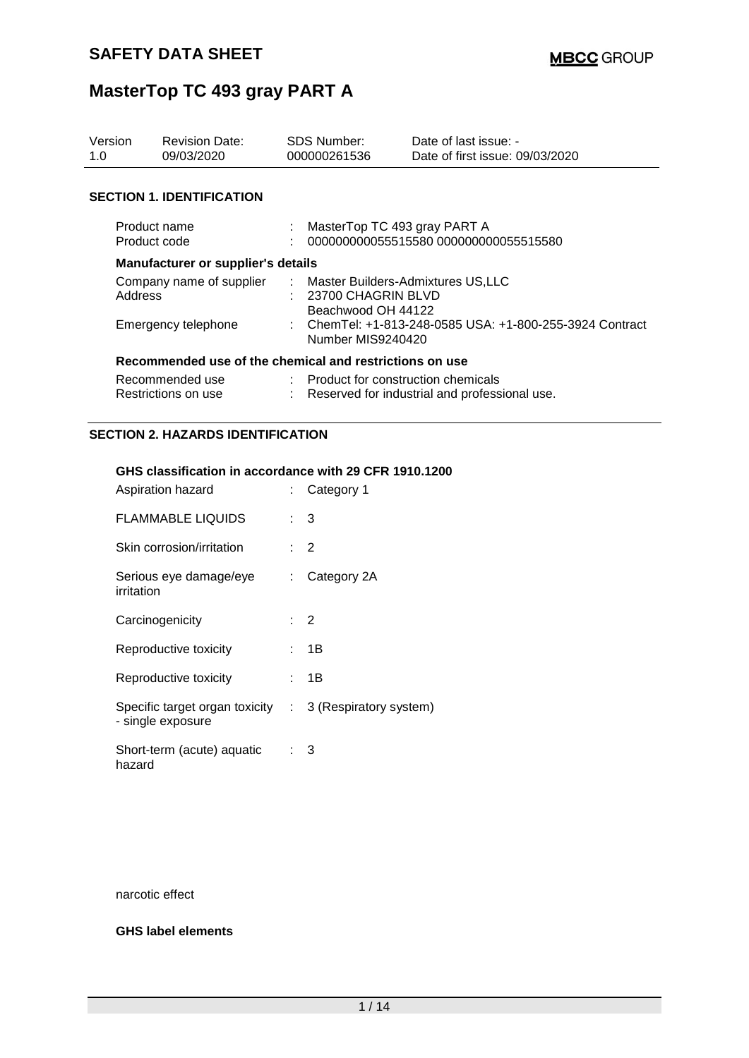# SAFETY DATA SHEET

# MasterTop TC 493 gray PART A

| Version | Revision Date: | SDS Number: | Date of last issue: - |
|---|---|---|---|
| 1.0 | 09/03/2020 | 000000261536 | Date of first issue: 09/03/2020 |

## SECTION 1. IDENTIFICATION

| | | |
|---|---|---|
| Product name | : | MasterTop TC 493 gray PART A |
| Product code | : | 000000000055515580 000000000055515580 |

**Manufacturer or supplier's details**

| | | |
|---|---|---|
| Company name of supplier | : | Master Builders-Admixtures US,LLC |
| Address | : | 23700 CHAGRIN BLVD<br>Beachwood OH 44122 |
| Emergency telephone | : | ChemTel: +1-813-248-0585 USA: +1-800-255-3924 Contract Number MIS9240420 |

**Recommended use of the chemical and restrictions on use**

| | | |
|---|---|---|
| Recommended use | : | Product for construction chemicals |
| Restrictions on use | : | Reserved for industrial and professional use. |

## SECTION 2. HAZARDS IDENTIFICATION

**GHS classification in accordance with 29 CFR 1910.1200**

| | | |
|---|---|---|
| Aspiration hazard | : | Category 1 |
| FLAMMABLE LIQUIDS | : | 3 |
| Skin corrosion/irritation | : | 2 |
| Serious eye damage/eye irritation | : | Category 2A |
| Carcinogenicity | : | 2 |
| Reproductive toxicity | : | 1B |
| Reproductive toxicity | : | 1B |
| Specific target organ toxicity - single exposure | : | 3 (Respiratory system) |
| Short-term (acute) aquatic hazard | : | 3 |

narcotic effect

**GHS label elements**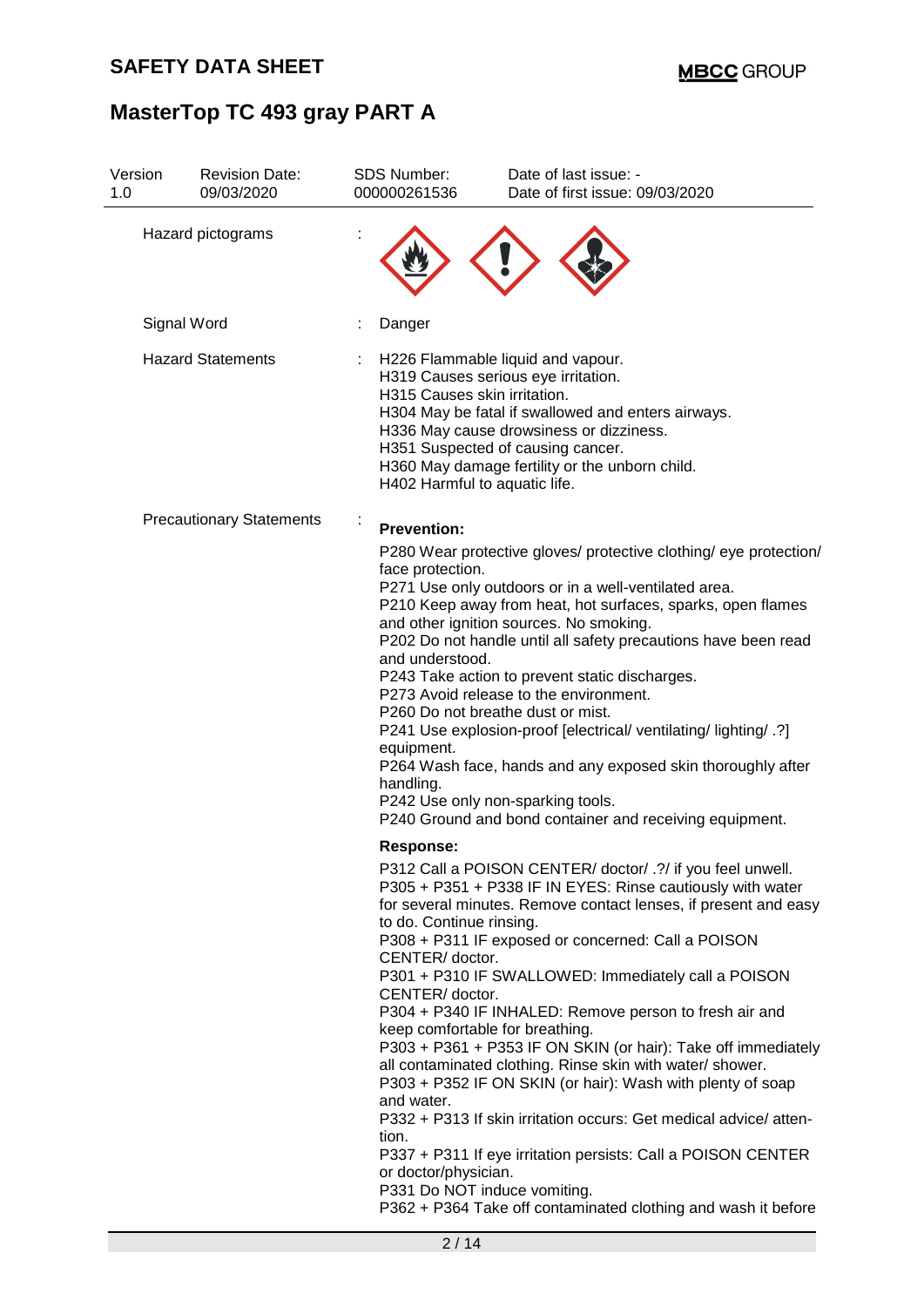| Version 1.0 | Revision Date: 09/03/2020 | SDS Number: 000000261536 | Date of last issue: - Date of first issue: 09/03/2020 |
|---|---|---|---|

Hazard pictograms :

Signal Word : Danger

Hazard Statements :

H226 Flammable liquid and vapour.
H319 Causes serious eye irritation.
H315 Causes skin irritation.
H304 May be fatal if swallowed and enters airways.
H336 May cause drowsiness or dizziness.
H351 Suspected of causing cancer.
H360 May damage fertility or the unborn child.
H402 Harmful to aquatic life.

Precautionary Statements :

**Prevention:**

P280 Wear protective gloves/ protective clothing/ eye protection/ face protection.
P271 Use only outdoors or in a well-ventilated area.
P210 Keep away from heat, hot surfaces, sparks, open flames and other ignition sources. No smoking.
P202 Do not handle until all safety precautions have been read and understood.
P243 Take action to prevent static discharges.
P273 Avoid release to the environment.
P260 Do not breathe dust or mist.
P241 Use explosion-proof [electrical/ ventilating/ lighting/ .?] equipment.
P264 Wash face, hands and any exposed skin thoroughly after handling.
P242 Use only non-sparking tools.
P240 Ground and bond container and receiving equipment.

**Response:**

P312 Call a POISON CENTER/ doctor/ .?/ if you feel unwell.
P305 + P351 + P338 IF IN EYES: Rinse cautiously with water for several minutes. Remove contact lenses, if present and easy to do. Continue rinsing.
P308 + P311 IF exposed or concerned: Call a POISON CENTER/ doctor.
P301 + P310 IF SWALLOWED: Immediately call a POISON CENTER/ doctor.
P304 + P340 IF INHALED: Remove person to fresh air and keep comfortable for breathing.
P303 + P361 + P353 IF ON SKIN (or hair): Take off immediately all contaminated clothing. Rinse skin with water/ shower.
P303 + P352 IF ON SKIN (or hair): Wash with plenty of soap and water.
P332 + P313 If skin irritation occurs: Get medical advice/ attention.
P337 + P311 If eye irritation persists: Call a POISON CENTER or doctor/physician.
P331 Do NOT induce vomiting.
P362 + P364 Take off contaminated clothing and wash it before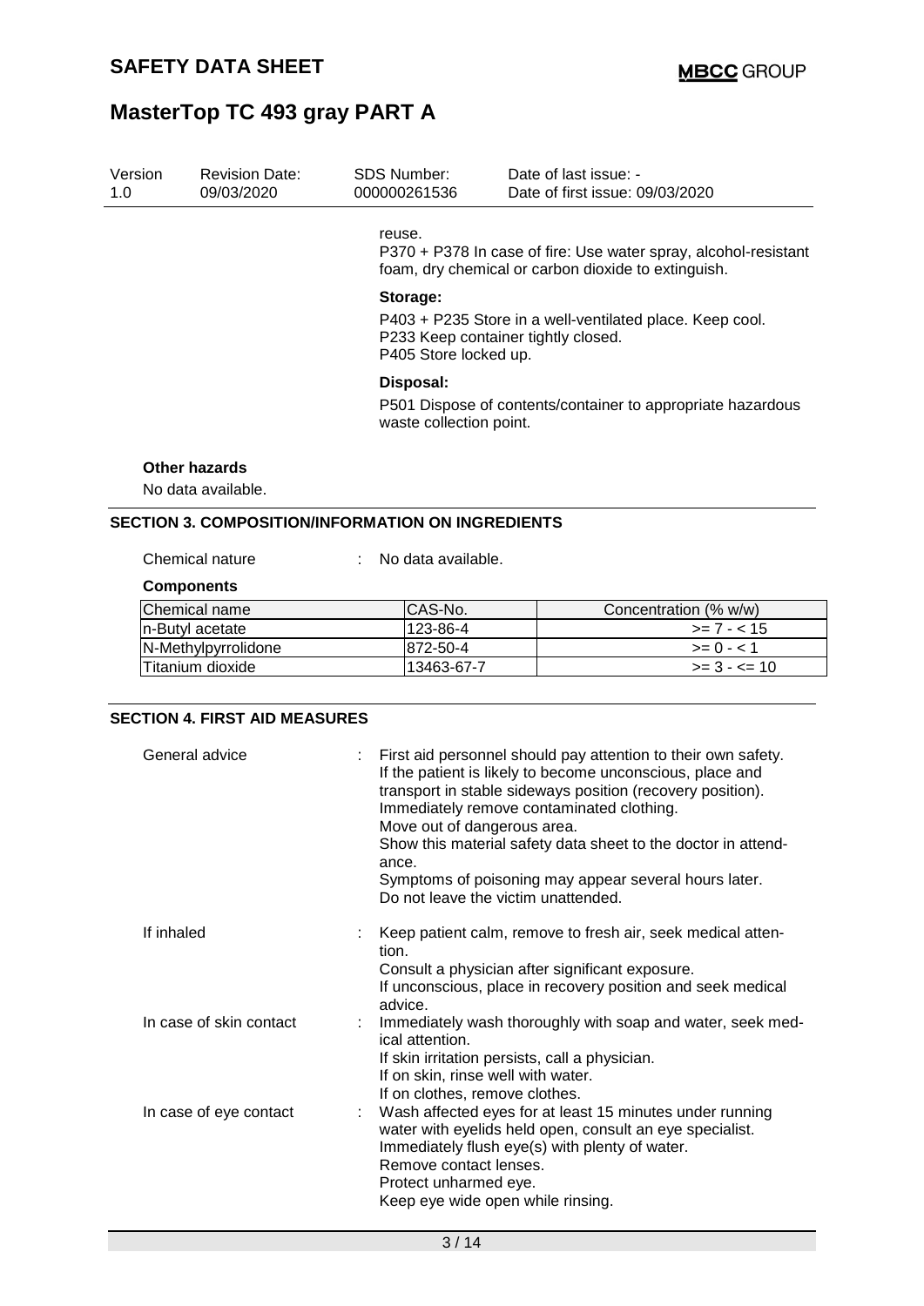reuse.
P370 + P378 In case of fire: Use water spray, alcohol-resistant foam, dry chemical or carbon dioxide to extinguish.

**Storage:**

P403 + P235 Store in a well-ventilated place. Keep cool.
P233 Keep container tightly closed.
P405 Store locked up.

**Disposal:**

P501 Dispose of contents/container to appropriate hazardous waste collection point.

**Other hazards**

No data available.

## SECTION 3. COMPOSITION/INFORMATION ON INGREDIENTS

Chemical nature : No data available.

**Components**

| Chemical name | CAS-No. | Concentration (% w/w) |
|---|---|---|
| n-Butyl acetate | 123-86-4 | >= 7 - < 15 |
| N-Methylpyrrolidone | 872-50-4 | >= 0 - < 1 |
| Titanium dioxide | 13463-67-7 | >= 3 - <= 10 |

## SECTION 4. FIRST AID MEASURES

General advice : First aid personnel should pay attention to their own safety. If the patient is likely to become unconscious, place and transport in stable sideways position (recovery position). Immediately remove contaminated clothing. Move out of dangerous area. Show this material safety data sheet to the doctor in attendance. Symptoms of poisoning may appear several hours later. Do not leave the victim unattended.

If inhaled : Keep patient calm, remove to fresh air, seek medical attention. Consult a physician after significant exposure. If unconscious, place in recovery position and seek medical advice.

In case of skin contact : Immediately wash thoroughly with soap and water, seek medical attention. If skin irritation persists, call a physician. If on skin, rinse well with water. If on clothes, remove clothes.

In case of eye contact : Wash affected eyes for at least 15 minutes under running water with eyelids held open, consult an eye specialist. Immediately flush eye(s) with plenty of water. Remove contact lenses. Protect unharmed eye. Keep eye wide open while rinsing.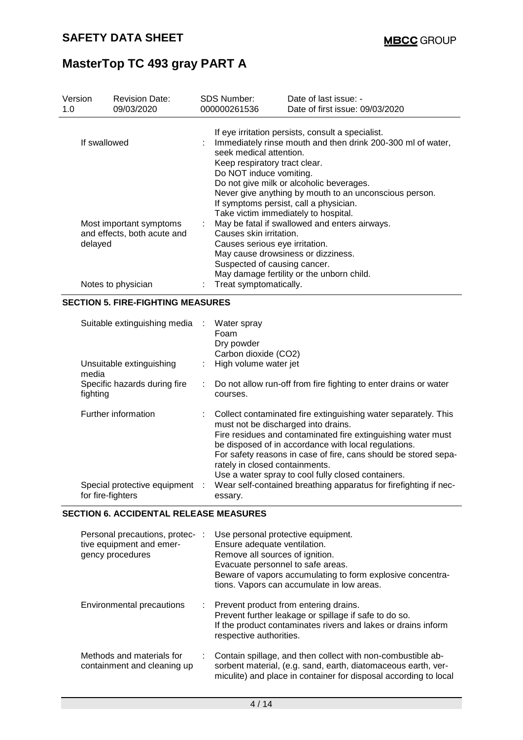| | | |
|---|---|---|
| | | If eye irritation persists, consult a specialist. |
| If swallowed | : | Immediately rinse mouth and then drink 200-300 ml of water, seek medical attention.<br>Keep respiratory tract clear.<br>Do NOT induce vomiting.<br>Do not give milk or alcoholic beverages.<br>Never give anything by mouth to an unconscious person.<br>If symptoms persist, call a physician.<br>Take victim immediately to hospital. |
| Most important symptoms and effects, both acute and delayed | : | May be fatal if swallowed and enters airways.<br>Causes skin irritation.<br>Causes serious eye irritation.<br>May cause drowsiness or dizziness.<br>Suspected of causing cancer.<br>May damage fertility or the unborn child. |
| Notes to physician | : | Treat symptomatically. |

## SECTION 5. FIRE-FIGHTING MEASURES

| | | |
|---|---|---|
| Suitable extinguishing media | : | Water spray<br>Foam<br>Dry powder<br>Carbon dioxide ($CO_2$) |
| Unsuitable extinguishing media | : | High volume water jet |
| Specific hazards during fire fighting | : | Do not allow run-off from fire fighting to enter drains or water courses. |
| Further information | : | Collect contaminated fire extinguishing water separately. This must not be discharged into drains.<br>Fire residues and contaminated fire extinguishing water must be disposed of in accordance with local regulations.<br>For safety reasons in case of fire, cans should be stored separately in closed containments.<br>Use a water spray to cool fully closed containers. |
| Special protective equipment for fire-fighters | : | Wear self-contained breathing apparatus for firefighting if necessary. |

## SECTION 6. ACCIDENTAL RELEASE MEASURES

| | | |
|---|---|---|
| Personal precautions, protective equipment and emergency procedures | : | Use personal protective equipment.<br>Ensure adequate ventilation.<br>Remove all sources of ignition.<br>Evacuate personnel to safe areas.<br>Beware of vapors accumulating to form explosive concentrations. Vapors can accumulate in low areas. |
| Environmental precautions | : | Prevent product from entering drains.<br>Prevent further leakage or spillage if safe to do so.<br>If the product contaminates rivers and lakes or drains inform respective authorities. |
| Methods and materials for containment and cleaning up | : | Contain spillage, and then collect with non-combustible absorbent material, (e.g. sand, earth, diatomaceous earth, vermiculite) and place in container for disposal according to local |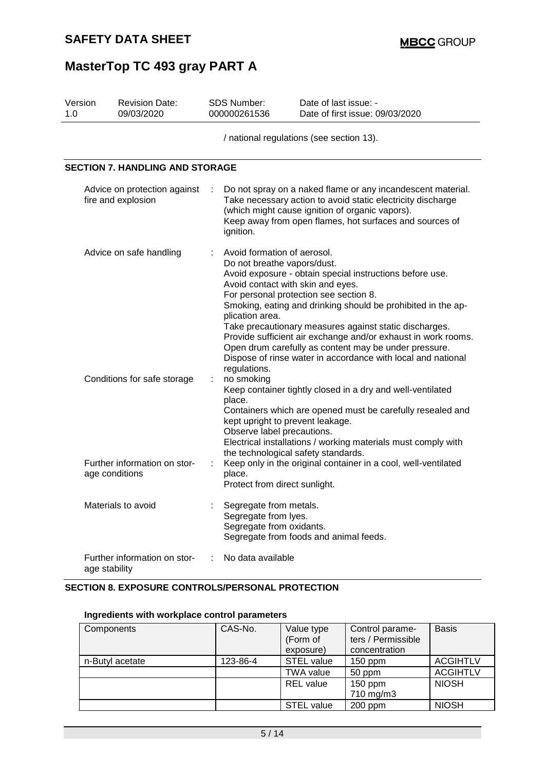/ national regulations (see section 13).

## SECTION 7. HANDLING AND STORAGE

| | |
|---|---|
| Advice on protection against fire and explosion | Do not spray on a naked flame or any incandescent material. Take necessary action to avoid static electricity discharge (which might cause ignition of organic vapors). Keep away from open flames, hot surfaces and sources of ignition. |
| Advice on safe handling | Avoid formation of aerosol. Do not breathe vapors/dust. Avoid exposure - obtain special instructions before use. Avoid contact with skin and eyes. For personal protection see section 8. Smoking, eating and drinking should be prohibited in the application area. Take precautionary measures against static discharges. Provide sufficient air exchange and/or exhaust in work rooms. Open drum carefully as content may be under pressure. Dispose of rinse water in accordance with local and national regulations. |
| Conditions for safe storage | no smoking Keep container tightly closed in a dry and well-ventilated place. Containers which are opened must be carefully resealed and kept upright to prevent leakage. Observe label precautions. Electrical installations / working materials must comply with the technological safety standards. |
| Further information on storage conditions | Keep only in the original container in a cool, well-ventilated place. Protect from direct sunlight. |
| Materials to avoid | Segregate from metals. Segregate from lyes. Segregate from oxidants. Segregate from foods and animal feeds. |
| Further information on storage stability | No data available |

## SECTION 8. EXPOSURE CONTROLS/PERSONAL PROTECTION

### Ingredients with workplace control parameters

| Components | CAS-No. | Value type (Form of exposure) | Control parameters / Permissible concentration | Basis |
|---|---|---|---|---|
| n-Butyl acetate | 123-86-4 | STEL value | 150 ppm | ACGIHTLV |
| | | TWA value | 50 ppm | ACGIHTLV |
| | | REL value | 150 ppm<br>710 mg/m3 | NIOSH |
| | | STEL value | 200 ppm | NIOSH |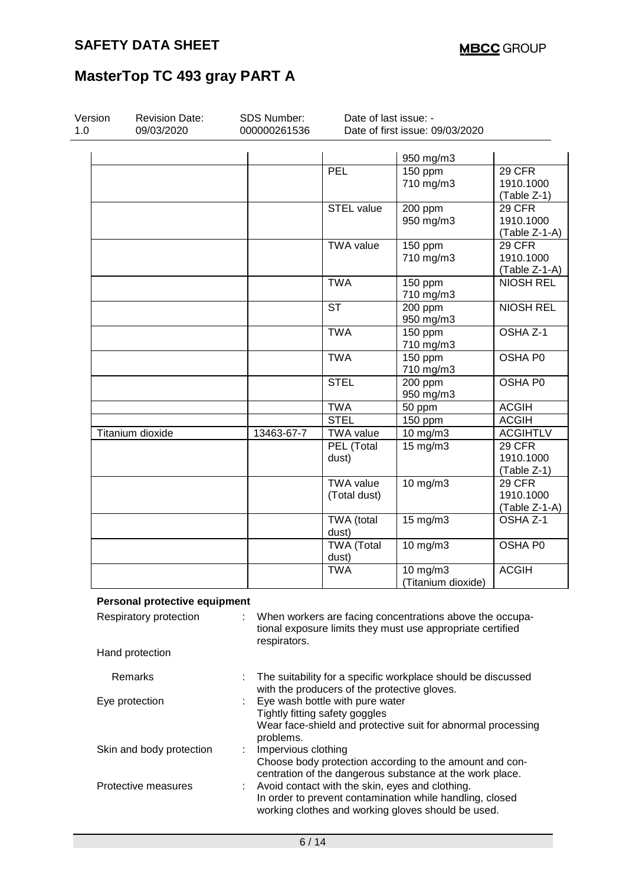# MasterTop TC 493 gray PART A

| Version 1.0 | Revision Date: 09/03/2020 | SDS Number: 000000261536 | Date of last issue: - Date of first issue: 09/03/2020 |
|---|---|---|---|

| | | | | |
|---|---|---|---|---|
| | | | 950 mg/m3 | |
| | | PEL | 150 ppm 710 mg/m3 | 29 CFR 1910.1000 (Table Z-1) |
| | | STEL value | 200 ppm 950 mg/m3 | 29 CFR 1910.1000 (Table Z-1-A) |
| | | TWA value | 150 ppm 710 mg/m3 | 29 CFR 1910.1000 (Table Z-1-A) |
| | | TWA | 150 ppm 710 mg/m3 | NIOSH REL |
| | | ST | 200 ppm 950 mg/m3 | NIOSH REL |
| | | TWA | 150 ppm 710 mg/m3 | OSHA Z-1 |
| | | TWA | 150 ppm 710 mg/m3 | OSHA P0 |
| | | STEL | 200 ppm 950 mg/m3 | OSHA P0 |
| | | TWA | 50 ppm | ACGIH |
| | | STEL | 150 ppm | ACGIH |
| Titanium dioxide | 13463-67-7 | TWA value | 10 mg/m3 | ACGIHTLV |
| | | PEL (Total dust) | 15 mg/m3 | 29 CFR 1910.1000 (Table Z-1) |
| | | TWA value (Total dust) | 10 mg/m3 | 29 CFR 1910.1000 (Table Z-1-A) |
| | | TWA (total dust) | 15 mg/m3 | OSHA Z-1 |
| | | TWA (Total dust) | 10 mg/m3 | OSHA P0 |
| | | TWA | 10 mg/m3 (Titanium dioxide) | ACGIH |

**Personal protective equipment**

Respiratory protection : When workers are facing concentrations above the occupational exposure limits they must use appropriate certified respirators.

Hand protection

Remarks : The suitability for a specific workplace should be discussed with the producers of the protective gloves.

Eye protection : Eye wash bottle with pure water
Tightly fitting safety goggles
Wear face-shield and protective suit for abnormal processing problems.

Skin and body protection : Impervious clothing
Choose body protection according to the amount and concentration of the dangerous substance at the work place.

Protective measures : Avoid contact with the skin, eyes and clothing.
In order to prevent contamination while handling, closed working clothes and working gloves should be used.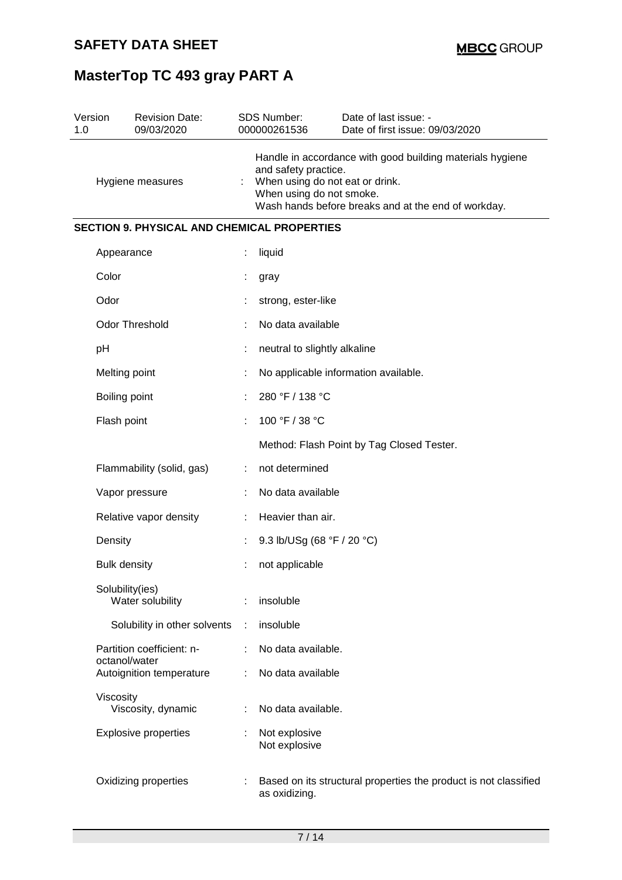| | | |
|---|---|---|
| Hygiene measures | : | Handle in accordance with good building materials hygiene and safety practice.<br>When using do not eat or drink.<br>When using do not smoke.<br>Wash hands before breaks and at the end of workday. |

## SECTION 9. PHYSICAL AND CHEMICAL PROPERTIES

| | | |
|---|---|---|
| Appearance | : | liquid |
| Color | : | gray |
| Odor | : | strong, ester-like |
| Odor Threshold | : | No data available |
| pH | : | neutral to slightly alkaline |
| Melting point | : | No applicable information available. |
| Boiling point | : | 280 °F / 138 °C |
| Flash point | : | 100 °F / 38 °C<br><br>Method: Flash Point by Tag Closed Tester. |
| Flammability (solid, gas) | : | not determined |
| Vapor pressure | : | No data available |
| Relative vapor density | : | Heavier than air. |
| Density | : | 9.3 lb/USg (68 °F / 20 °C) |
| Bulk density | : | not applicable |
| Solubility(ies)<br>Water solubility | : | insoluble |
| Solubility in other solvents | : | insoluble |
| Partition coefficient: n-octanol/water | : | No data available. |
| Autoignition temperature | : | No data available |
| Viscosity<br>Viscosity, dynamic | : | No data available. |
| Explosive properties | : | Not explosive<br>Not explosive |
| Oxidizing properties | : | Based on its structural properties the product is not classified as oxidizing. |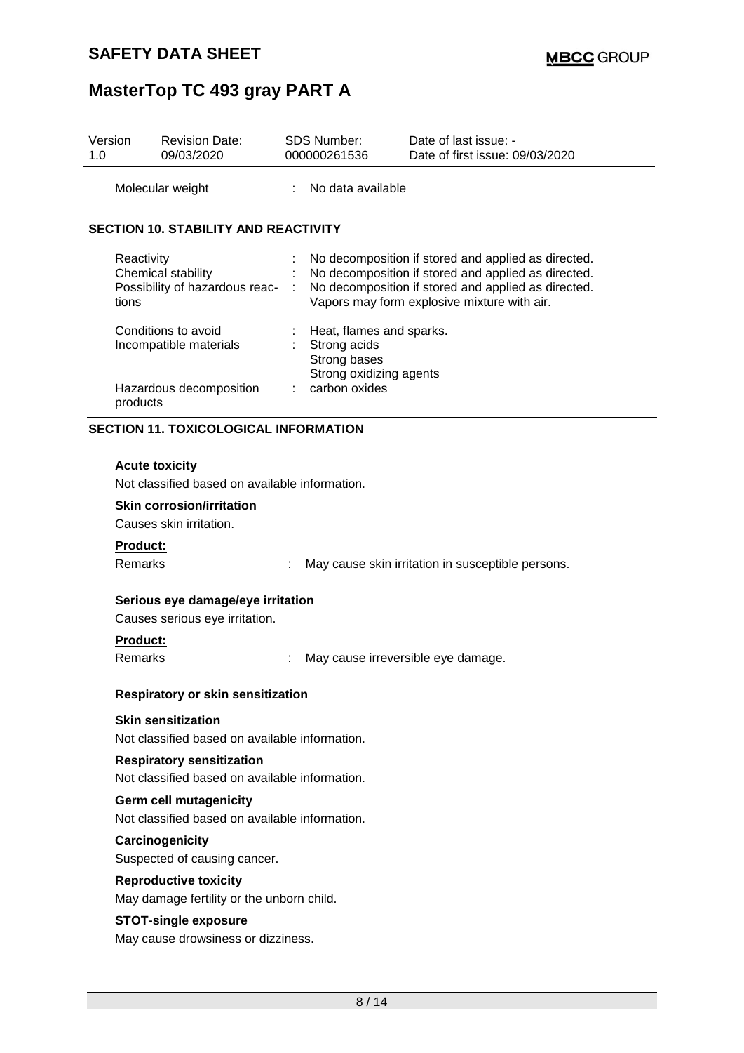| | | |
|---|---|---|
| Molecular weight | : | No data available |

## SECTION 10. STABILITY AND REACTIVITY

| | | |
|---|---|---|
| Reactivity | : | No decomposition if stored and applied as directed. |
| Chemical stability | : | No decomposition if stored and applied as directed. |
| Possibility of hazardous reactions | : | No decomposition if stored and applied as directed. Vapors may form explosive mixture with air. |
| Conditions to avoid | : | Heat, flames and sparks. |
| Incompatible materials | : | Strong acids<br>Strong bases<br>Strong oxidizing agents |
| Hazardous decomposition products | : | carbon oxides |

## SECTION 11. TOXICOLOGICAL INFORMATION

**Acute toxicity**

Not classified based on available information.

**Skin corrosion/irritation**

Causes skin irritation.

**Product:**

Remarks : May cause skin irritation in susceptible persons.

**Serious eye damage/eye irritation**

Causes serious eye irritation.

**Product:**

Remarks : May cause irreversible eye damage.

**Respiratory or skin sensitization**

**Skin sensitization**

Not classified based on available information.

**Respiratory sensitization**

Not classified based on available information.

**Germ cell mutagenicity**

Not classified based on available information.

**Carcinogenicity**

Suspected of causing cancer.

**Reproductive toxicity**

May damage fertility or the unborn child.

**STOT-single exposure**

May cause drowsiness or dizziness.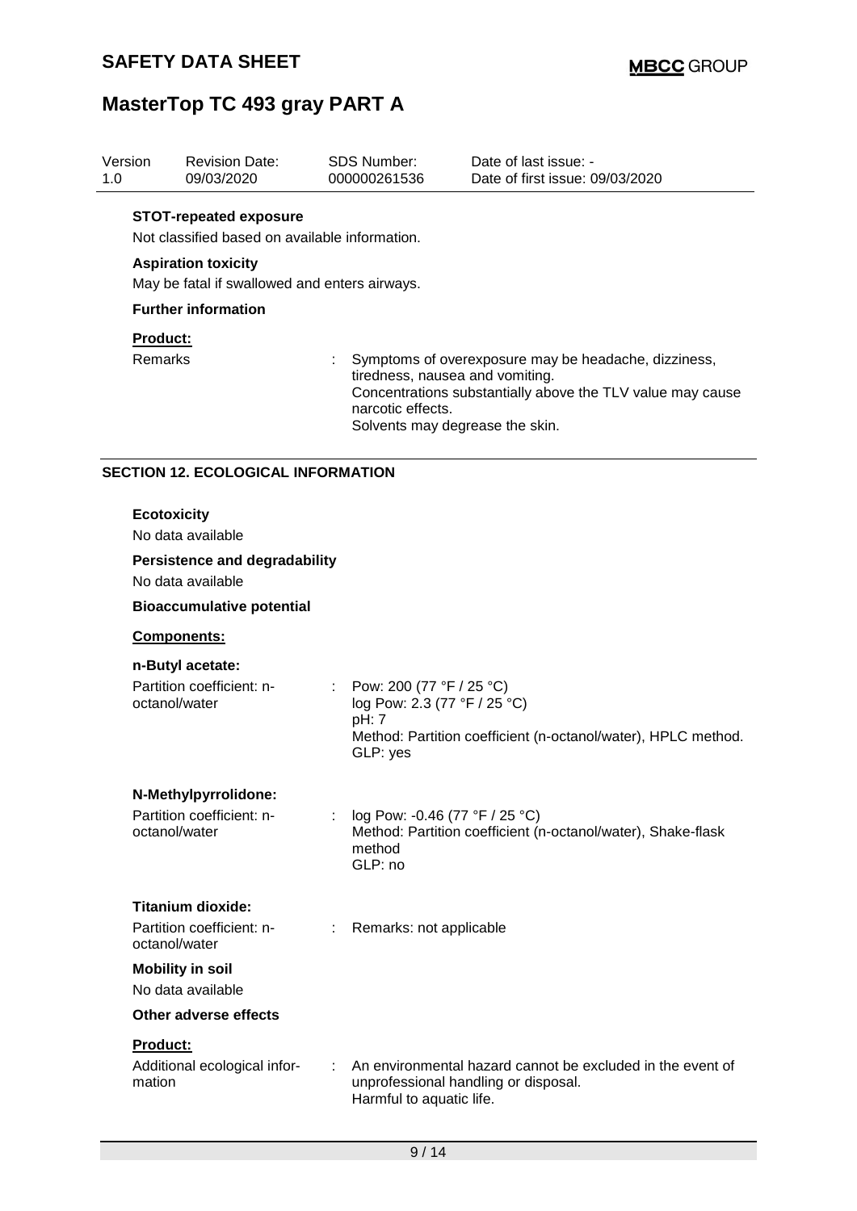| Version | Revision Date: | SDS Number: | Date of last issue: - |
|---|---|---|---|
| 1.0 | 09/03/2020 | 000000261536 | Date of first issue: 09/03/2020 |

**STOT-repeated exposure**

Not classified based on available information.

**Aspiration toxicity**

May be fatal if swallowed and enters airways.

**Further information**

**Product:**

Remarks : Symptoms of overexposure may be headache, dizziness, tiredness, nausea and vomiting.
Concentrations substantially above the TLV value may cause narcotic effects.
Solvents may degrease the skin.

## SECTION 12. ECOLOGICAL INFORMATION

**Ecotoxicity**

No data available

**Persistence and degradability**

No data available

**Bioaccumulative potential**

**Components:**

**n-Butyl acetate:**

Partition coefficient: n-octanol/water : Pow: 200 (77 °F / 25 °C)
log Pow: 2.3 (77 °F / 25 °C)
pH: 7
Method: Partition coefficient (n-octanol/water), HPLC method.
GLP: yes

**N-Methylpyrrolidone:**

Partition coefficient: n-octanol/water : log Pow: -0.46 (77 °F / 25 °C)
Method: Partition coefficient (n-octanol/water), Shake-flask method
GLP: no

**Titanium dioxide:**

Partition coefficient: n-octanol/water : Remarks: not applicable

**Mobility in soil**

No data available

**Other adverse effects**

**Product:**

Additional ecological information : An environmental hazard cannot be excluded in the event of unprofessional handling or disposal.
Harmful to aquatic life.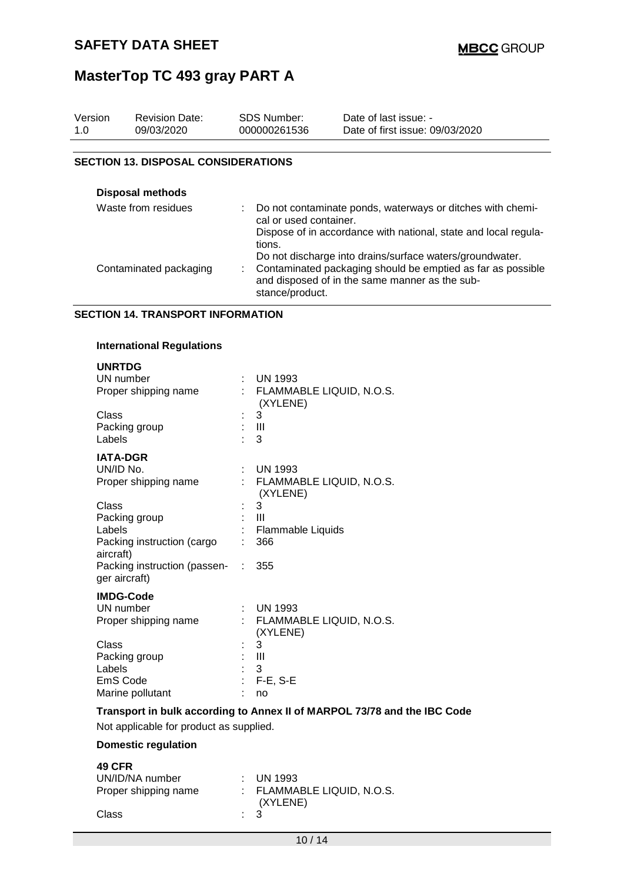## SECTION 13. DISPOSAL CONSIDERATIONS

### Disposal methods

| | | |
|---|---|---|
| Waste from residues | : | Do not contaminate ponds, waterways or ditches with chemical or used container. Dispose of in accordance with national, state and local regulations. Do not discharge into drains/surface waters/groundwater. |
| Contaminated packaging | : | Contaminated packaging should be emptied as far as possible and disposed of in the same manner as the substance/product. |

## SECTION 14. TRANSPORT INFORMATION

### International Regulations

**UNRTDG**

| | | |
|---|---|---|
| UN number | : | UN 1993 |
| Proper shipping name | : | FLAMMABLE LIQUID, N.O.S. (XYLENE) |
| Class | : | 3 |
| Packing group | : | III |
| Labels | : | 3 |

**IATA-DGR**

| | | |
|---|---|---|
| UN/ID No. | : | UN 1993 |
| Proper shipping name | : | FLAMMABLE LIQUID, N.O.S. (XYLENE) |
| Class | : | 3 |
| Packing group | : | III |
| Labels | : | Flammable Liquids |
| Packing instruction (cargo aircraft) | : | 366 |
| Packing instruction (passenger aircraft) | : | 355 |

**IMDG-Code**

| | | |
|---|---|---|
| UN number | : | UN 1993 |
| Proper shipping name | : | FLAMMABLE LIQUID, N.O.S. (XYLENE) |
| Class | : | 3 |
| Packing group | : | III |
| Labels | : | 3 |
| EmS Code | : | F-E, S-E |
| Marine pollutant | : | no |

**Transport in bulk according to Annex II of MARPOL 73/78 and the IBC Code**

Not applicable for product as supplied.

### Domestic regulation

**49 CFR**

| | | |
|---|---|---|
| UN/ID/NA number | : | UN 1993 |
| Proper shipping name | : | FLAMMABLE LIQUID, N.O.S. (XYLENE) |
| Class | : | 3 |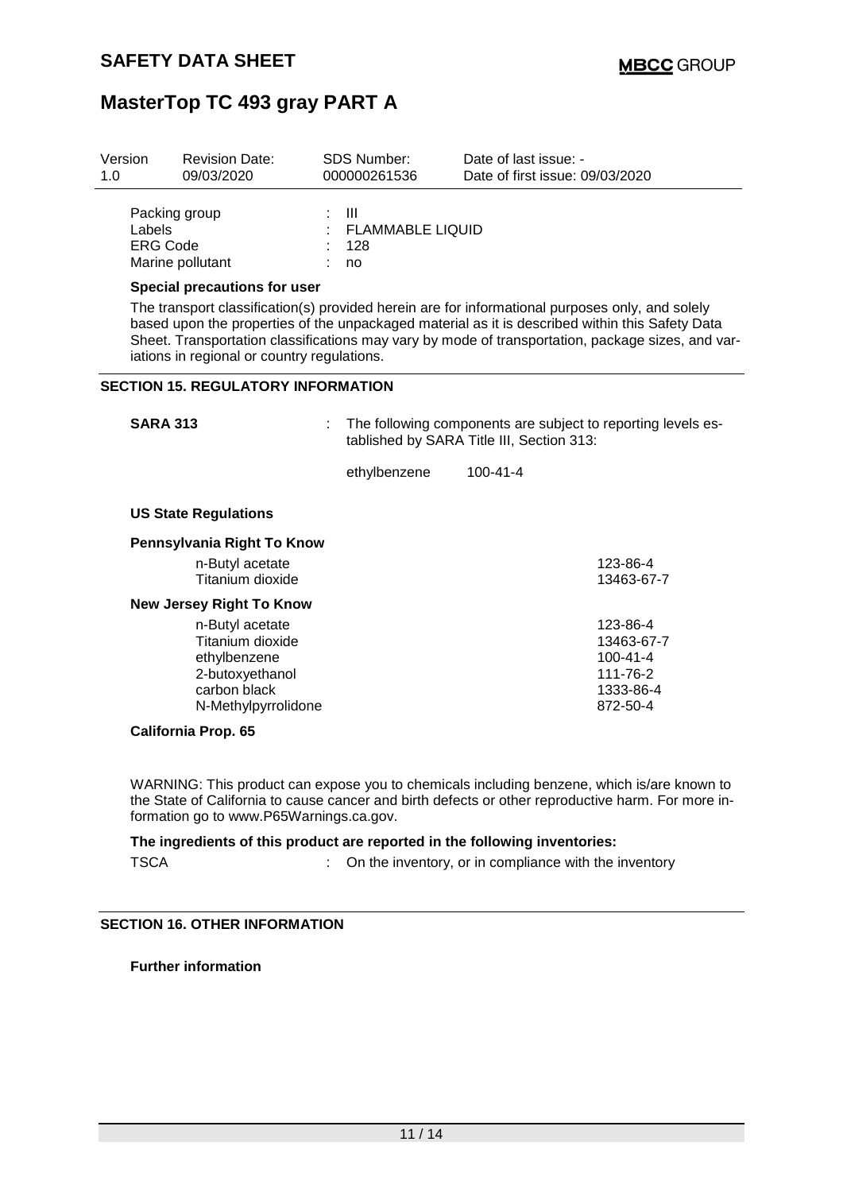| Version | Revision Date: | SDS Number: | Date of last issue: - |
|---|---|---|---|
| 1.0 | 09/03/2020 | 000000261536 | Date of first issue: 09/03/2020 |

Packing group : III
Labels : FLAMMABLE LIQUID
ERG Code : 128
Marine pollutant : no

**Special precautions for user**

The transport classification(s) provided herein are for informational purposes only, and solely based upon the properties of the unpackaged material as it is described within this Safety Data Sheet. Transportation classifications may vary by mode of transportation, package sizes, and variations in regional or country regulations.

## SECTION 15. REGULATORY INFORMATION

**SARA 313** : The following components are subject to reporting levels established by SARA Title III, Section 313:

| | |
|---|---|
| ethylbenzene | 100-41-4 |

**US State Regulations**

**Pennsylvania Right To Know**

| | |
|---|---|
| n-Butyl acetate | 123-86-4 |
| Titanium dioxide | 13463-67-7 |

**New Jersey Right To Know**

| | |
|---|---|
| n-Butyl acetate | 123-86-4 |
| Titanium dioxide | 13463-67-7 |
| ethylbenzene | 100-41-4 |
| 2-butoxyethanol | 111-76-2 |
| carbon black | 1333-86-4 |
| N-Methylpyrrolidone | 872-50-4 |

**California Prop. 65**

WARNING: This product can expose you to chemicals including benzene, which is/are known to the State of California to cause cancer and birth defects or other reproductive harm. For more information go to www.P65Warnings.ca.gov.

**The ingredients of this product are reported in the following inventories:**

TSCA : On the inventory, or in compliance with the inventory

## SECTION 16. OTHER INFORMATION

**Further information**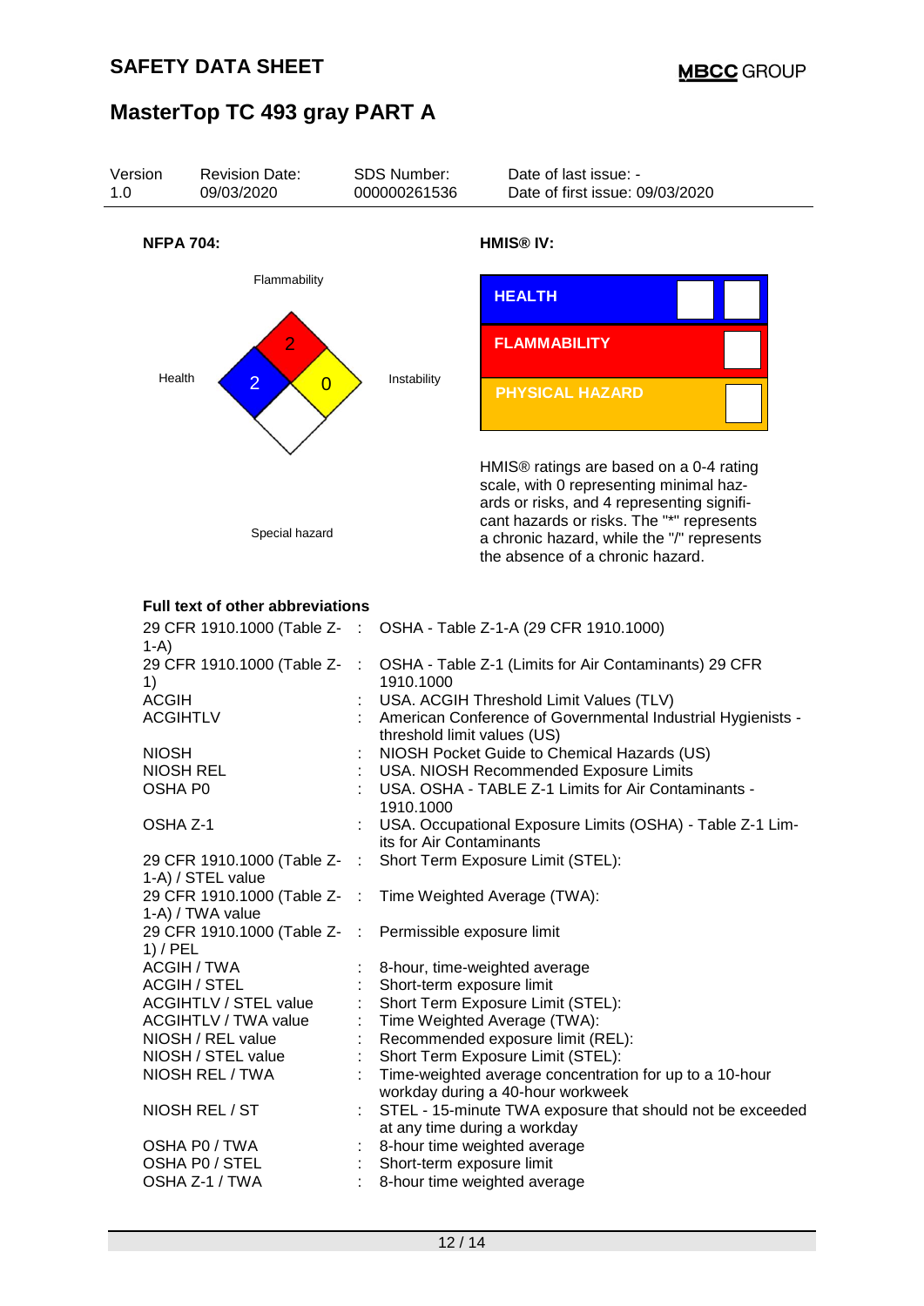**NFPA 704:**

Flammability: 2

Health: 2

Instability: 0

Special hazard

**HMIS® IV:**

| HEALTH | | |
|---|---|---|
| FLAMMABILITY | | |
| PHYSICAL HAZARD | | |

HMIS® ratings are based on a 0-4 rating scale, with 0 representing minimal hazards or risks, and 4 representing significant hazards or risks. The "*" represents a chronic hazard, while the "/" represents the absence of a chronic hazard.

**Full text of other abbreviations**

| | | |
|---|---|---|
| 29 CFR 1910.1000 (Table Z-1-A) | : | OSHA - Table Z-1-A (29 CFR 1910.1000) |
| 29 CFR 1910.1000 (Table Z-1) | : | OSHA - Table Z-1 (Limits for Air Contaminants) 29 CFR 1910.1000 |
| ACGIH | : | USA. ACGIH Threshold Limit Values (TLV) |
| ACGIHTLV | : | American Conference of Governmental Industrial Hygienists - threshold limit values (US) |
| NIOSH | : | NIOSH Pocket Guide to Chemical Hazards (US) |
| NIOSH REL | : | USA. NIOSH Recommended Exposure Limits |
| OSHA P0 | : | USA. OSHA - TABLE Z-1 Limits for Air Contaminants - 1910.1000 |
| OSHA Z-1 | : | USA. Occupational Exposure Limits (OSHA) - Table Z-1 Limits for Air Contaminants |
| 29 CFR 1910.1000 (Table Z-1-A) / STEL value | : | Short Term Exposure Limit (STEL): |
| 29 CFR 1910.1000 (Table Z-1-A) / TWA value | : | Time Weighted Average (TWA): |
| 29 CFR 1910.1000 (Table Z-1) / PEL | : | Permissible exposure limit |
| ACGIH / TWA | : | 8-hour, time-weighted average |
| ACGIH / STEL | : | Short-term exposure limit |
| ACGIHTLV / STEL value | : | Short Term Exposure Limit (STEL): |
| ACGIHTLV / TWA value | : | Time Weighted Average (TWA): |
| NIOSH / REL value | : | Recommended exposure limit (REL): |
| NIOSH / STEL value | : | Short Term Exposure Limit (STEL): |
| NIOSH REL / TWA | : | Time-weighted average concentration for up to a 10-hour workday during a 40-hour workweek |
| NIOSH REL / ST | : | STEL - 15-minute TWA exposure that should not be exceeded at any time during a workday |
| OSHA P0 / TWA | : | 8-hour time weighted average |
| OSHA P0 / STEL | : | Short-term exposure limit |
| OSHA Z-1 / TWA | : | 8-hour time weighted average |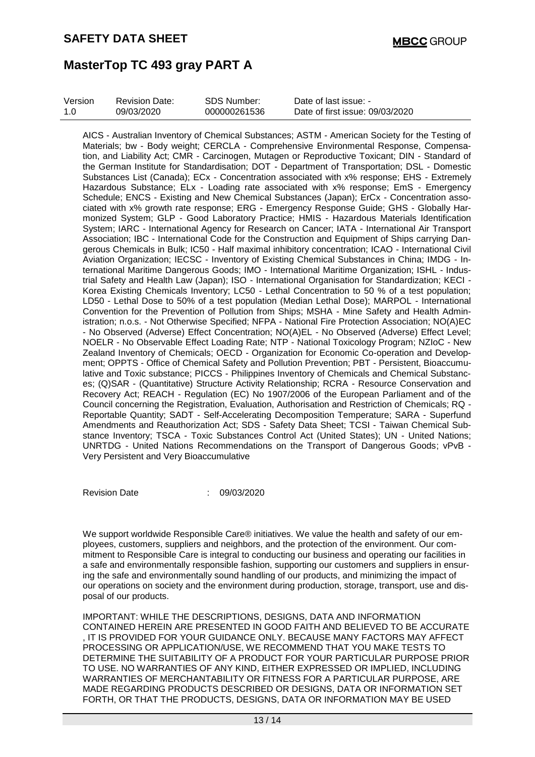AICS - Australian Inventory of Chemical Substances; ASTM - American Society for the Testing of Materials; bw - Body weight; CERCLA - Comprehensive Environmental Response, Compensation, and Liability Act; CMR - Carcinogen, Mutagen or Reproductive Toxicant; DIN - Standard of the German Institute for Standardisation; DOT - Department of Transportation; DSL - Domestic Substances List (Canada); ECx - Concentration associated with x% response; EHS - Extremely Hazardous Substance; ELx - Loading rate associated with x% response; EmS - Emergency Schedule; ENCS - Existing and New Chemical Substances (Japan); ErCx - Concentration associated with x% growth rate response; ERG - Emergency Response Guide; GHS - Globally Harmonized System; GLP - Good Laboratory Practice; HMIS - Hazardous Materials Identification System; IARC - International Agency for Research on Cancer; IATA - International Air Transport Association; IBC - International Code for the Construction and Equipment of Ships carrying Dangerous Chemicals in Bulk; IC50 - Half maximal inhibitory concentration; ICAO - International Civil Aviation Organization; IECSC - Inventory of Existing Chemical Substances in China; IMDG - International Maritime Dangerous Goods; IMO - International Maritime Organization; ISHL - Industrial Safety and Health Law (Japan); ISO - International Organisation for Standardization; KECI - Korea Existing Chemicals Inventory; LC50 - Lethal Concentration to 50 % of a test population; LD50 - Lethal Dose to 50% of a test population (Median Lethal Dose); MARPOL - International Convention for the Prevention of Pollution from Ships; MSHA - Mine Safety and Health Administration; n.o.s. - Not Otherwise Specified; NFPA - National Fire Protection Association; NO(A)EC - No Observed (Adverse) Effect Concentration; NO(A)EL - No Observed (Adverse) Effect Level; NOELR - No Observable Effect Loading Rate; NTP - National Toxicology Program; NZIoC - New Zealand Inventory of Chemicals; OECD - Organization for Economic Co-operation and Development; OPPTS - Office of Chemical Safety and Pollution Prevention; PBT - Persistent, Bioaccumulative and Toxic substance; PICCS - Philippines Inventory of Chemicals and Chemical Substances; (Q)SAR - (Quantitative) Structure Activity Relationship; RCRA - Resource Conservation and Recovery Act; REACH - Regulation (EC) No 1907/2006 of the European Parliament and of the Council concerning the Registration, Evaluation, Authorisation and Restriction of Chemicals; RQ - Reportable Quantity; SADT - Self-Accelerating Decomposition Temperature; SARA - Superfund Amendments and Reauthorization Act; SDS - Safety Data Sheet; TCSI - Taiwan Chemical Substance Inventory; TSCA - Toxic Substances Control Act (United States); UN - United Nations; UNRTDG - United Nations Recommendations on the Transport of Dangerous Goods; vPvB - Very Persistent and Very Bioaccumulative

Revision Date : 09/03/2020

We support worldwide Responsible Care® initiatives. We value the health and safety of our employees, customers, suppliers and neighbors, and the protection of the environment. Our commitment to Responsible Care is integral to conducting our business and operating our facilities in a safe and environmentally responsible fashion, supporting our customers and suppliers in ensuring the safe and environmentally sound handling of our products, and minimizing the impact of our operations on society and the environment during production, storage, transport, use and disposal of our products.

IMPORTANT: WHILE THE DESCRIPTIONS, DESIGNS, DATA AND INFORMATION CONTAINED HEREIN ARE PRESENTED IN GOOD FAITH AND BELIEVED TO BE ACCURATE , IT IS PROVIDED FOR YOUR GUIDANCE ONLY. BECAUSE MANY FACTORS MAY AFFECT PROCESSING OR APPLICATION/USE, WE RECOMMEND THAT YOU MAKE TESTS TO DETERMINE THE SUITABILITY OF A PRODUCT FOR YOUR PARTICULAR PURPOSE PRIOR TO USE. NO WARRANTIES OF ANY KIND, EITHER EXPRESSED OR IMPLIED, INCLUDING WARRANTIES OF MERCHANTABILITY OR FITNESS FOR A PARTICULAR PURPOSE, ARE MADE REGARDING PRODUCTS DESCRIBED OR DESIGNS, DATA OR INFORMATION SET FORTH, OR THAT THE PRODUCTS, DESIGNS, DATA OR INFORMATION MAY BE USED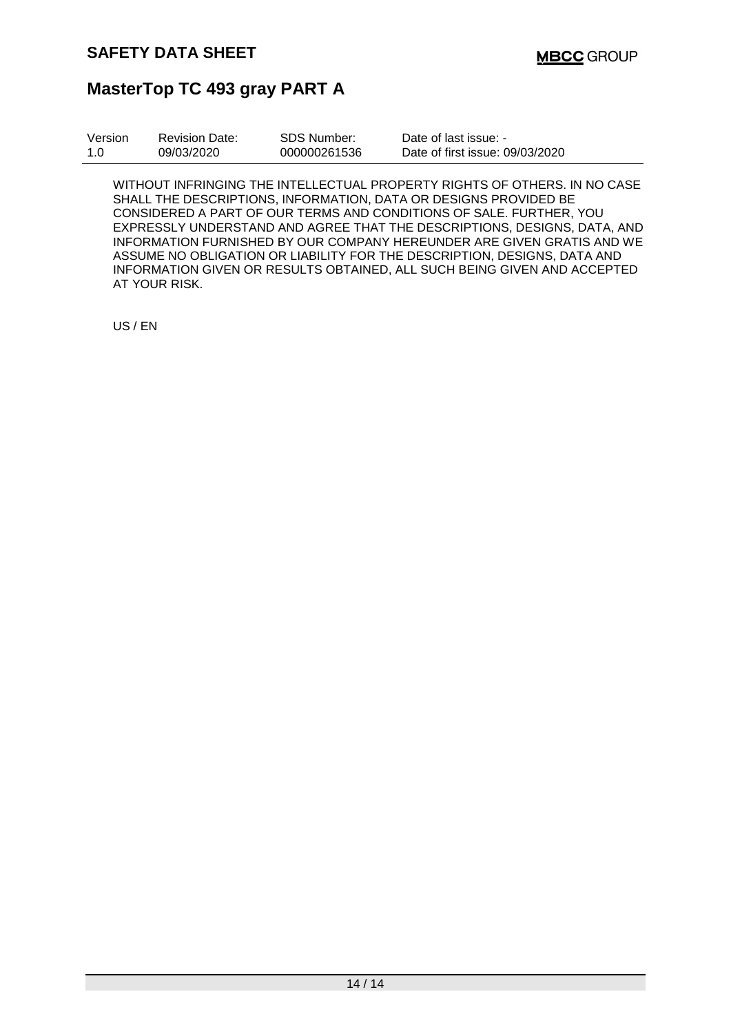WITHOUT INFRINGING THE INTELLECTUAL PROPERTY RIGHTS OF OTHERS. IN NO CASE SHALL THE DESCRIPTIONS, INFORMATION, DATA OR DESIGNS PROVIDED BE CONSIDERED A PART OF OUR TERMS AND CONDITIONS OF SALE. FURTHER, YOU EXPRESSLY UNDERSTAND AND AGREE THAT THE DESCRIPTIONS, DESIGNS, DATA, AND INFORMATION FURNISHED BY OUR COMPANY HEREUNDER ARE GIVEN GRATIS AND WE ASSUME NO OBLIGATION OR LIABILITY FOR THE DESCRIPTION, DESIGNS, DATA AND INFORMATION GIVEN OR RESULTS OBTAINED, ALL SUCH BEING GIVEN AND ACCEPTED AT YOUR RISK.

US / EN